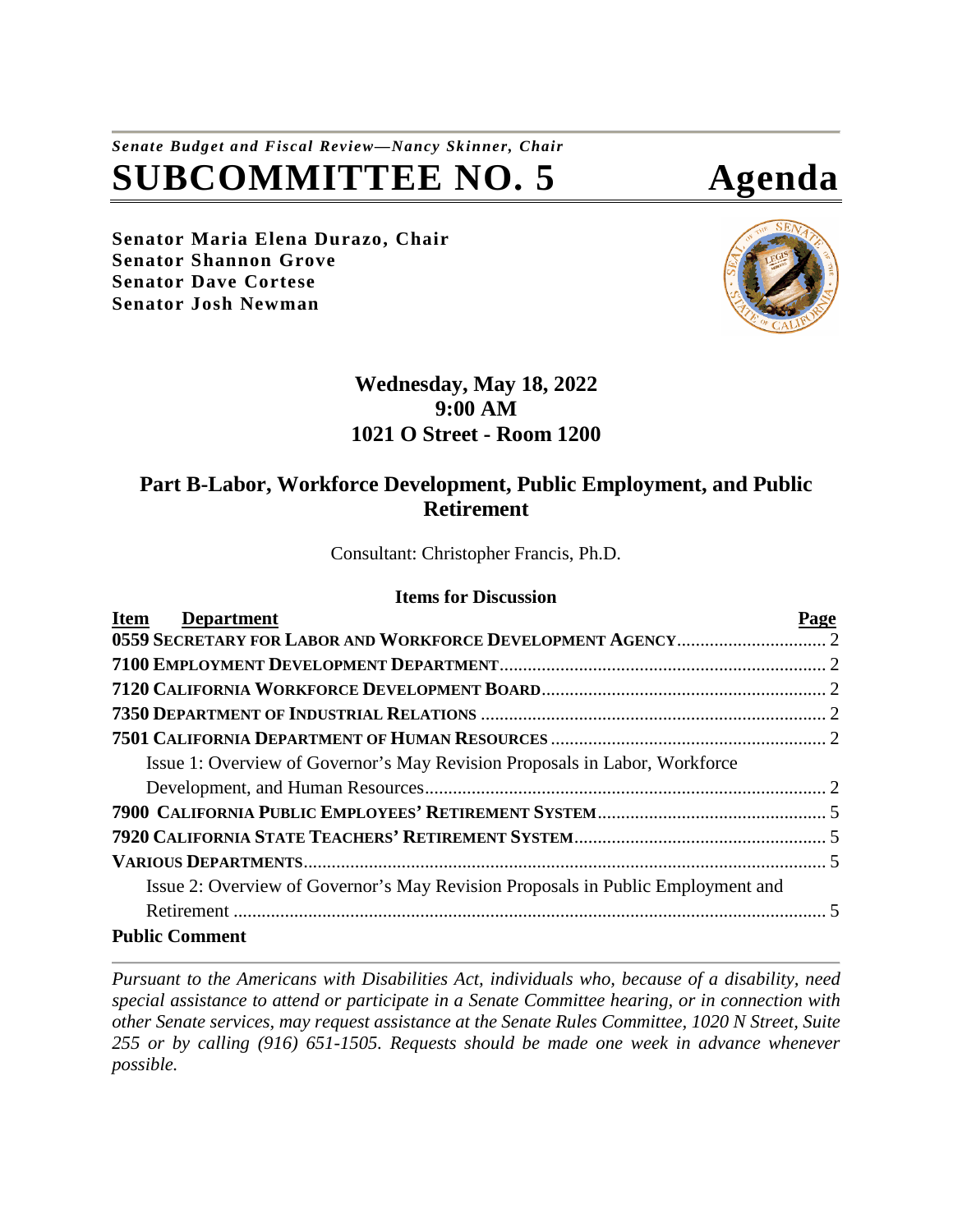*Senate Budget and Fiscal Review—Nancy Skinner, Chair*

# SUBCOMMITTEE NO. 5 Agenda

**Senator Maria Elena Durazo, Chair**
**Senator Shannon Grove**
**Senator Dave Cortese**
**Senator Josh Newman**

**Wednesday, May 18, 2022**
**9:00 AM**
**1021 O Street - Room 1200**

## Part B-Labor, Workforce Development, Public Employment, and Public Retirement

Consultant: Christopher Francis, Ph.D.

### Items for Discussion

| Item Department | Page |
|---|---|
| **0559 SECRETARY FOR LABOR AND WORKFORCE DEVELOPMENT AGENCY** | 2 |
| **7100 EMPLOYMENT DEVELOPMENT DEPARTMENT** | 2 |
| **7120 CALIFORNIA WORKFORCE DEVELOPMENT BOARD** | 2 |
| **7350 DEPARTMENT OF INDUSTRIAL RELATIONS** | 2 |
| **7501 CALIFORNIA DEPARTMENT OF HUMAN RESOURCES** | 2 |
| Issue 1: Overview of Governor's May Revision Proposals in Labor, Workforce Development, and Human Resources | 2 |
| **7900 CALIFORNIA PUBLIC EMPLOYEES' RETIREMENT SYSTEM** | 5 |
| **7920 CALIFORNIA STATE TEACHERS' RETIREMENT SYSTEM** | 5 |
| **VARIOUS DEPARTMENTS** | 5 |
| Issue 2: Overview of Governor's May Revision Proposals in Public Employment and Retirement | 5 |
| **Public Comment** | |

*Pursuant to the Americans with Disabilities Act, individuals who, because of a disability, need special assistance to attend or participate in a Senate Committee hearing, or in connection with other Senate services, may request assistance at the Senate Rules Committee, 1020 N Street, Suite 255 or by calling (916) 651-1505. Requests should be made one week in advance whenever possible.*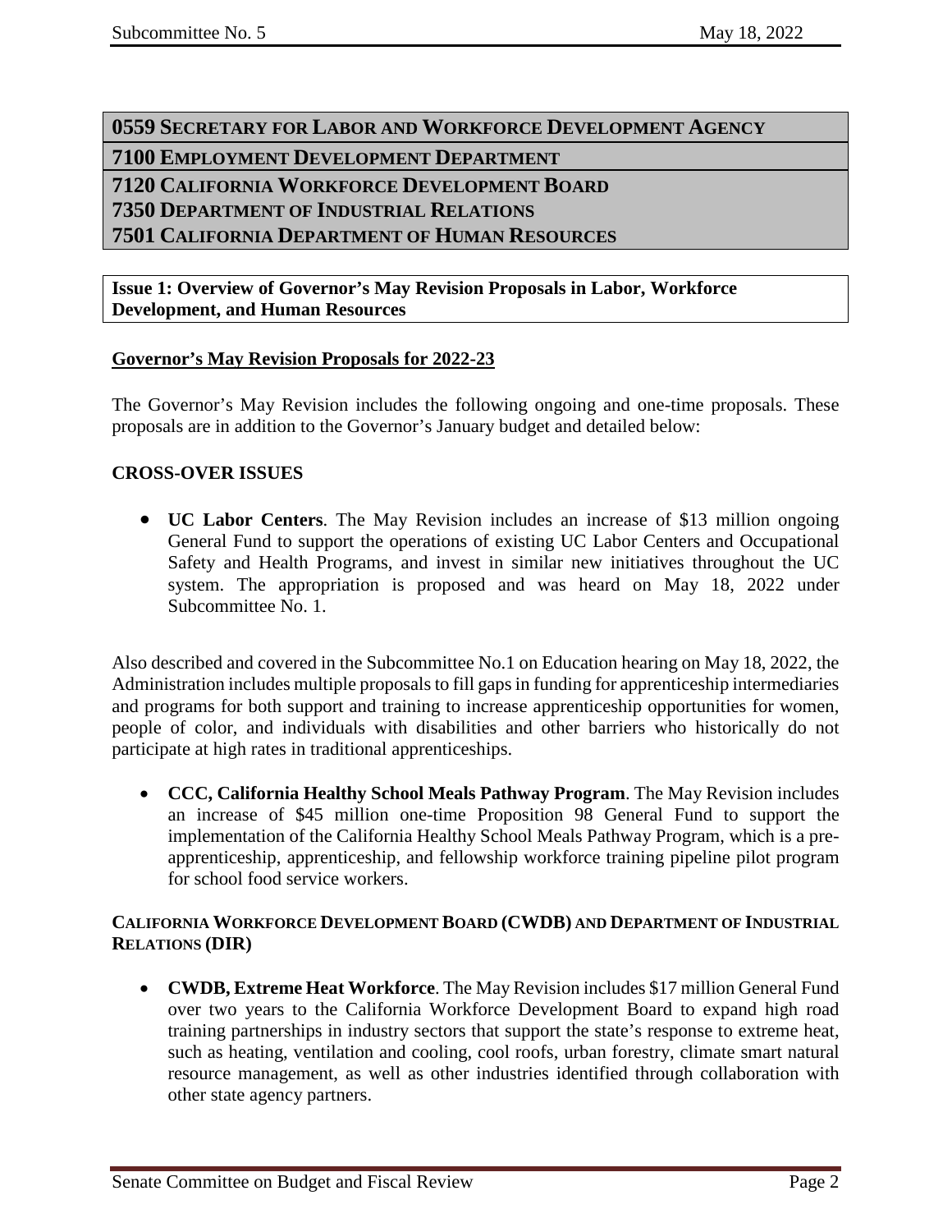## 0559 Secretary for Labor and Workforce Development Agency

## 7100 Employment Development Department

## 7120 California Workforce Development Board

## 7350 Department of Industrial Relations

## 7501 California Department of Human Resources

**Issue 1: Overview of Governor's May Revision Proposals in Labor, Workforce Development, and Human Resources**

**Governor's May Revision Proposals for 2022-23**

The Governor's May Revision includes the following ongoing and one-time proposals. These proposals are in addition to the Governor's January budget and detailed below:

### CROSS-OVER ISSUES

- **UC Labor Centers**. The May Revision includes an increase of $13 million ongoing General Fund to support the operations of existing UC Labor Centers and Occupational Safety and Health Programs, and invest in similar new initiatives throughout the UC system. The appropriation is proposed and was heard on May 18, 2022 under Subcommittee No. 1.

Also described and covered in the Subcommittee No.1 on Education hearing on May 18, 2022, the Administration includes multiple proposals to fill gaps in funding for apprenticeship intermediaries and programs for both support and training to increase apprenticeship opportunities for women, people of color, and individuals with disabilities and other barriers who historically do not participate at high rates in traditional apprenticeships.

- **CCC, California Healthy School Meals Pathway Program**. The May Revision includes an increase of $45 million one-time Proposition 98 General Fund to support the implementation of the California Healthy School Meals Pathway Program, which is a pre-apprenticeship, apprenticeship, and fellowship workforce training pipeline pilot program for school food service workers.

### California Workforce Development Board (CWDB) and Department of Industrial Relations (DIR)

- **CWDB, Extreme Heat Workforce**. The May Revision includes $17 million General Fund over two years to the California Workforce Development Board to expand high road training partnerships in industry sectors that support the state's response to extreme heat, such as heating, ventilation and cooling, cool roofs, urban forestry, climate smart natural resource management, as well as other industries identified through collaboration with other state agency partners.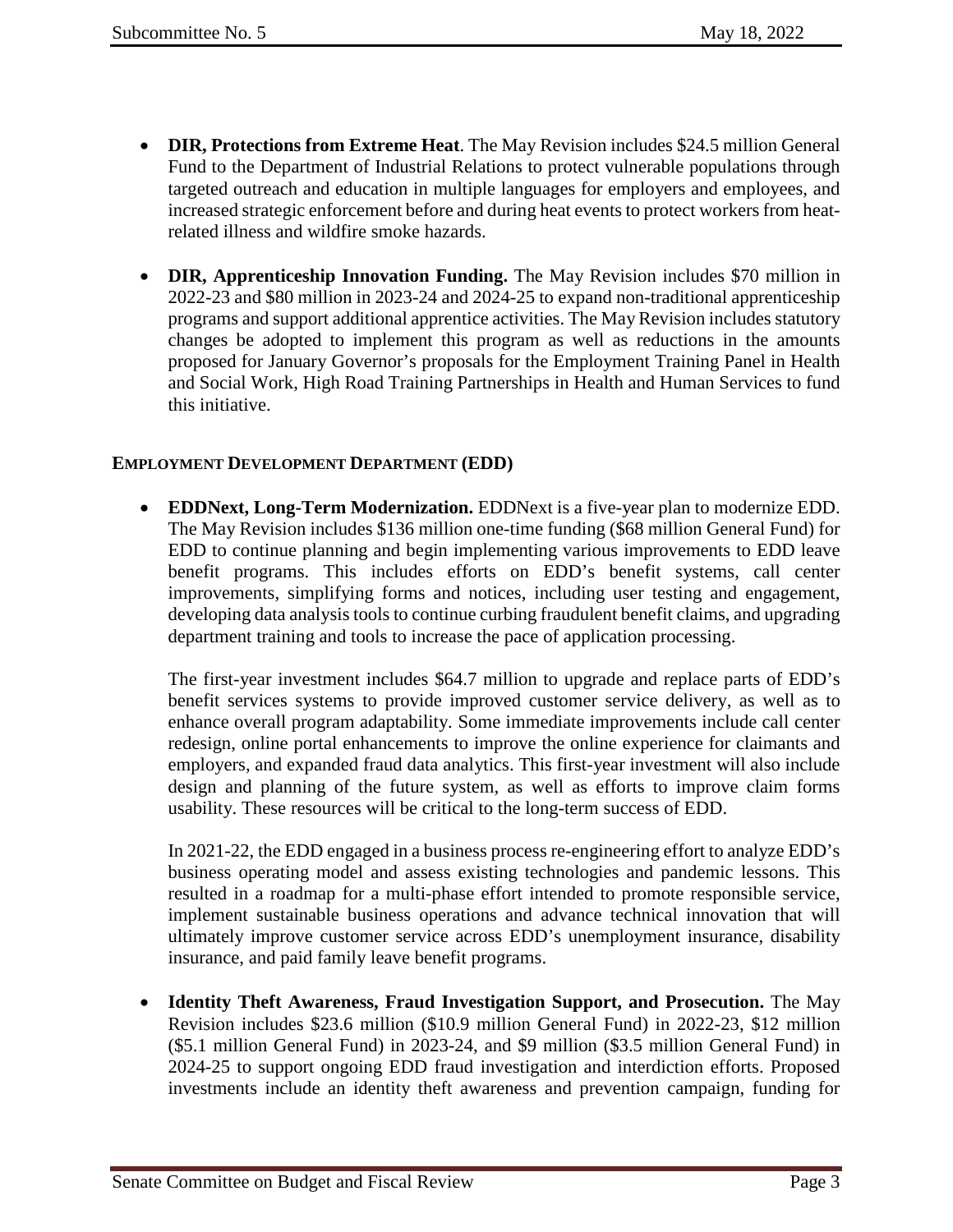- **DIR, Protections from Extreme Heat**. The May Revision includes $24.5 million General Fund to the Department of Industrial Relations to protect vulnerable populations through targeted outreach and education in multiple languages for employers and employees, and increased strategic enforcement before and during heat events to protect workers from heat-related illness and wildfire smoke hazards.

- **DIR, Apprenticeship Innovation Funding.** The May Revision includes $70 million in 2022-23 and $80 million in 2023-24 and 2024-25 to expand non-traditional apprenticeship programs and support additional apprentice activities. The May Revision includes statutory changes be adopted to implement this program as well as reductions in the amounts proposed for January Governor's proposals for the Employment Training Panel in Health and Social Work, High Road Training Partnerships in Health and Human Services to fund this initiative.

**EMPLOYMENT DEVELOPMENT DEPARTMENT (EDD)**

- **EDDNext, Long-Term Modernization.** EDDNext is a five-year plan to modernize EDD. The May Revision includes $136 million one-time funding ($68 million General Fund) for EDD to continue planning and begin implementing various improvements to EDD leave benefit programs. This includes efforts on EDD's benefit systems, call center improvements, simplifying forms and notices, including user testing and engagement, developing data analysis tools to continue curbing fraudulent benefit claims, and upgrading department training and tools to increase the pace of application processing.

  The first-year investment includes $64.7 million to upgrade and replace parts of EDD's benefit services systems to provide improved customer service delivery, as well as to enhance overall program adaptability. Some immediate improvements include call center redesign, online portal enhancements to improve the online experience for claimants and employers, and expanded fraud data analytics. This first-year investment will also include design and planning of the future system, as well as efforts to improve claim forms usability. These resources will be critical to the long-term success of EDD.

  In 2021-22, the EDD engaged in a business process re-engineering effort to analyze EDD's business operating model and assess existing technologies and pandemic lessons. This resulted in a roadmap for a multi-phase effort intended to promote responsible service, implement sustainable business operations and advance technical innovation that will ultimately improve customer service across EDD's unemployment insurance, disability insurance, and paid family leave benefit programs.

- **Identity Theft Awareness, Fraud Investigation Support, and Prosecution.** The May Revision includes $23.6 million ($10.9 million General Fund) in 2022-23, $12 million ($5.1 million General Fund) in 2023-24, and $9 million ($3.5 million General Fund) in 2024-25 to support ongoing EDD fraud investigation and interdiction efforts. Proposed investments include an identity theft awareness and prevention campaign, funding for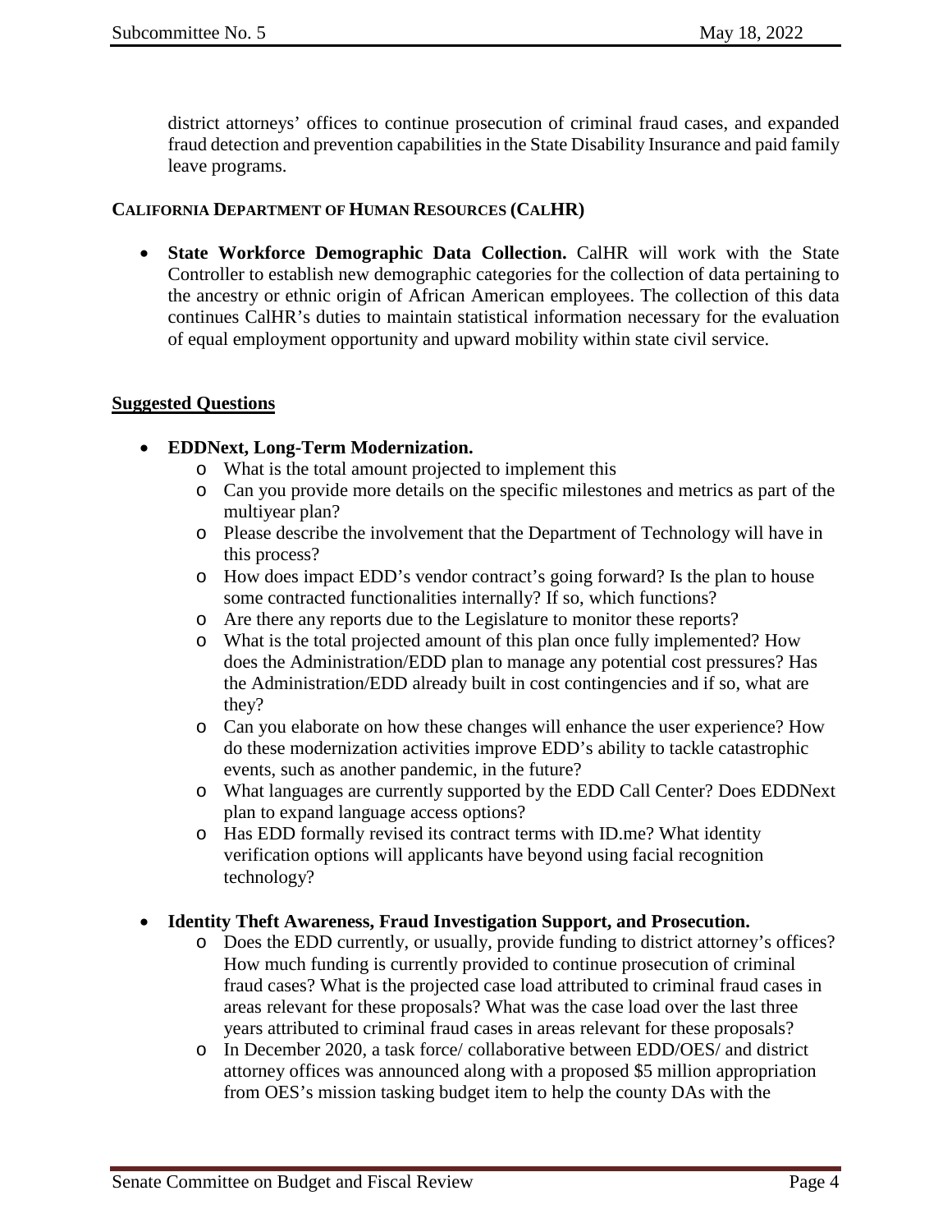district attorneys' offices to continue prosecution of criminal fraud cases, and expanded fraud detection and prevention capabilities in the State Disability Insurance and paid family leave programs.

**CALIFORNIA DEPARTMENT OF HUMAN RESOURCES (CALHR)**

- **State Workforce Demographic Data Collection.** CalHR will work with the State Controller to establish new demographic categories for the collection of data pertaining to the ancestry or ethnic origin of African American employees. The collection of this data continues CalHR's duties to maintain statistical information necessary for the evaluation of equal employment opportunity and upward mobility within state civil service.

**Suggested Questions**

- **EDDNext, Long-Term Modernization.**
    - What is the total amount projected to implement this
    - Can you provide more details on the specific milestones and metrics as part of the multiyear plan?
    - Please describe the involvement that the Department of Technology will have in this process?
    - How does impact EDD's vendor contract's going forward? Is the plan to house some contracted functionalities internally? If so, which functions?
    - Are there any reports due to the Legislature to monitor these reports?
    - What is the total projected amount of this plan once fully implemented? How does the Administration/EDD plan to manage any potential cost pressures? Has the Administration/EDD already built in cost contingencies and if so, what are they?
    - Can you elaborate on how these changes will enhance the user experience? How do these modernization activities improve EDD's ability to tackle catastrophic events, such as another pandemic, in the future?
    - What languages are currently supported by the EDD Call Center? Does EDDNext plan to expand language access options?
    - Has EDD formally revised its contract terms with ID.me? What identity verification options will applicants have beyond using facial recognition technology?

- **Identity Theft Awareness, Fraud Investigation Support, and Prosecution.**
    - Does the EDD currently, or usually, provide funding to district attorney's offices? How much funding is currently provided to continue prosecution of criminal fraud cases? What is the projected case load attributed to criminal fraud cases in areas relevant for these proposals? What was the case load over the last three years attributed to criminal fraud cases in areas relevant for these proposals?
    - In December 2020, a task force/ collaborative between EDD/OES/ and district attorney offices was announced along with a proposed $5 million appropriation from OES's mission tasking budget item to help the county DAs with the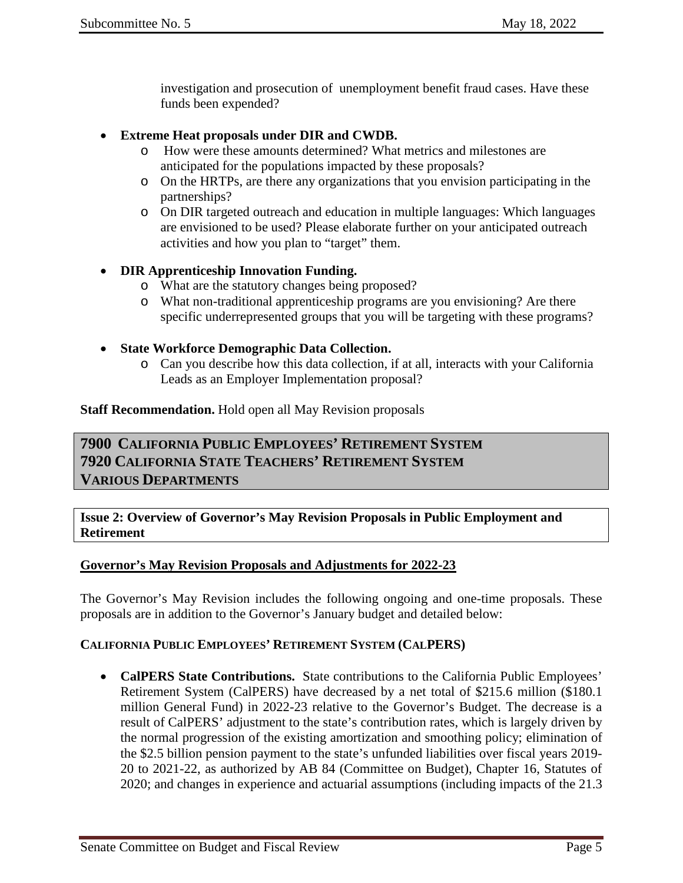investigation and prosecution of unemployment benefit fraud cases. Have these funds been expended?

- **Extreme Heat proposals under DIR and CWDB.**
  - How were these amounts determined? What metrics and milestones are anticipated for the populations impacted by these proposals?
  - On the HRTPs, are there any organizations that you envision participating in the partnerships?
  - On DIR targeted outreach and education in multiple languages: Which languages are envisioned to be used? Please elaborate further on your anticipated outreach activities and how you plan to "target" them.

- **DIR Apprenticeship Innovation Funding.**
  - What are the statutory changes being proposed?
  - What non-traditional apprenticeship programs are you envisioning? Are there specific underrepresented groups that you will be targeting with these programs?

- **State Workforce Demographic Data Collection.**
  - Can you describe how this data collection, if at all, interacts with your California Leads as an Employer Implementation proposal?

**Staff Recommendation.** Hold open all May Revision proposals

## 7900 California Public Employees' Retirement System
## 7920 California State Teachers' Retirement System
## Various Departments

### Issue 2: Overview of Governor's May Revision Proposals in Public Employment and Retirement

**Governor's May Revision Proposals and Adjustments for 2022-23**

The Governor's May Revision includes the following ongoing and one-time proposals. These proposals are in addition to the Governor's January budget and detailed below:

**California Public Employees' Retirement System (CalPERS)**

- **CalPERS State Contributions.** State contributions to the California Public Employees' Retirement System (CalPERS) have decreased by a net total of $215.6 million ($180.1 million General Fund) in 2022-23 relative to the Governor's Budget. The decrease is a result of CalPERS' adjustment to the state's contribution rates, which is largely driven by the normal progression of the existing amortization and smoothing policy; elimination of the $2.5 billion pension payment to the state's unfunded liabilities over fiscal years 2019-20 to 2021-22, as authorized by AB 84 (Committee on Budget), Chapter 16, Statutes of 2020; and changes in experience and actuarial assumptions (including impacts of the 21.3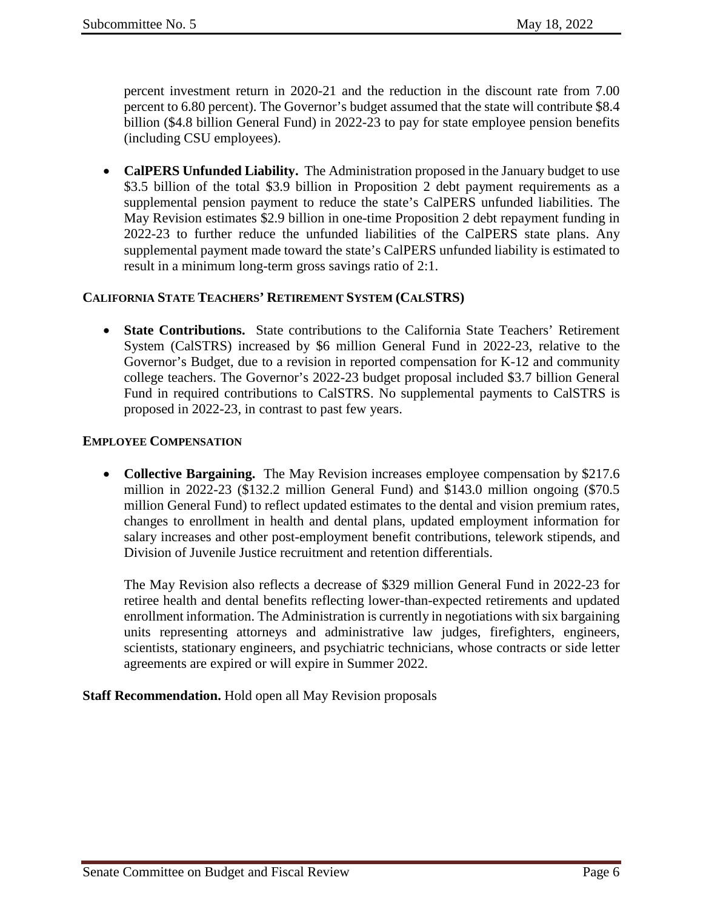percent investment return in 2020-21 and the reduction in the discount rate from 7.00 percent to 6.80 percent). The Governor's budget assumed that the state will contribute $8.4 billion ($4.8 billion General Fund) in 2022-23 to pay for state employee pension benefits (including CSU employees).

- **CalPERS Unfunded Liability.** The Administration proposed in the January budget to use $3.5 billion of the total $3.9 billion in Proposition 2 debt payment requirements as a supplemental pension payment to reduce the state's CalPERS unfunded liabilities. The May Revision estimates $2.9 billion in one-time Proposition 2 debt repayment funding in 2022-23 to further reduce the unfunded liabilities of the CalPERS state plans. Any supplemental payment made toward the state's CalPERS unfunded liability is estimated to result in a minimum long-term gross savings ratio of 2:1.

**CALIFORNIA STATE TEACHERS' RETIREMENT SYSTEM (CALSTRS)**

- **State Contributions.** State contributions to the California State Teachers' Retirement System (CalSTRS) increased by $6 million General Fund in 2022-23, relative to the Governor's Budget, due to a revision in reported compensation for K-12 and community college teachers. The Governor's 2022-23 budget proposal included $3.7 billion General Fund in required contributions to CalSTRS. No supplemental payments to CalSTRS is proposed in 2022-23, in contrast to past few years.

**EMPLOYEE COMPENSATION**

- **Collective Bargaining.** The May Revision increases employee compensation by $217.6 million in 2022-23 ($132.2 million General Fund) and $143.0 million ongoing ($70.5 million General Fund) to reflect updated estimates to the dental and vision premium rates, changes to enrollment in health and dental plans, updated employment information for salary increases and other post-employment benefit contributions, telework stipends, and Division of Juvenile Justice recruitment and retention differentials.

  The May Revision also reflects a decrease of $329 million General Fund in 2022-23 for retiree health and dental benefits reflecting lower-than-expected retirements and updated enrollment information. The Administration is currently in negotiations with six bargaining units representing attorneys and administrative law judges, firefighters, engineers, scientists, stationary engineers, and psychiatric technicians, whose contracts or side letter agreements are expired or will expire in Summer 2022.

**Staff Recommendation.** Hold open all May Revision proposals